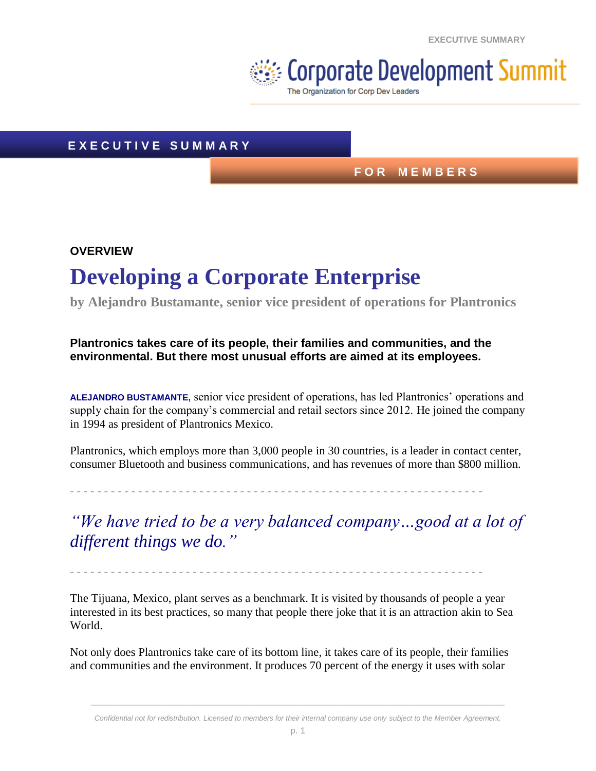EXECUTIVE SUMMARY

Corporate Development Summit
The Organization for Corp Dev Leaders

**EXECUTIVE SUMMARY**

**FOR MEMBERS**

**OVERVIEW**

# Developing a Corporate Enterprise

**by Alejandro Bustamante, senior vice president of operations for Plantronics**

**Plantronics takes care of its people, their families and communities, and the environmental. But there most unusual efforts are aimed at its employees.**

**ALEJANDRO BUSTAMANTE,** senior vice president of operations, has led Plantronics' operations and supply chain for the company's commercial and retail sectors since 2012. He joined the company in 1994 as president of Plantronics Mexico.

Plantronics, which employs more than 3,000 people in 30 countries, is a leader in contact center, consumer Bluetooth and business communications, and has revenues of more than $800 million.

---

*"We have tried to be a very balanced company…good at a lot of different things we do."*

---

The Tijuana, Mexico, plant serves as a benchmark. It is visited by thousands of people a year interested in its best practices, so many that people there joke that it is an attraction akin to Sea World.

Not only does Plantronics take care of its bottom line, it takes care of its people, their families and communities and the environment. It produces 70 percent of the energy it uses with solar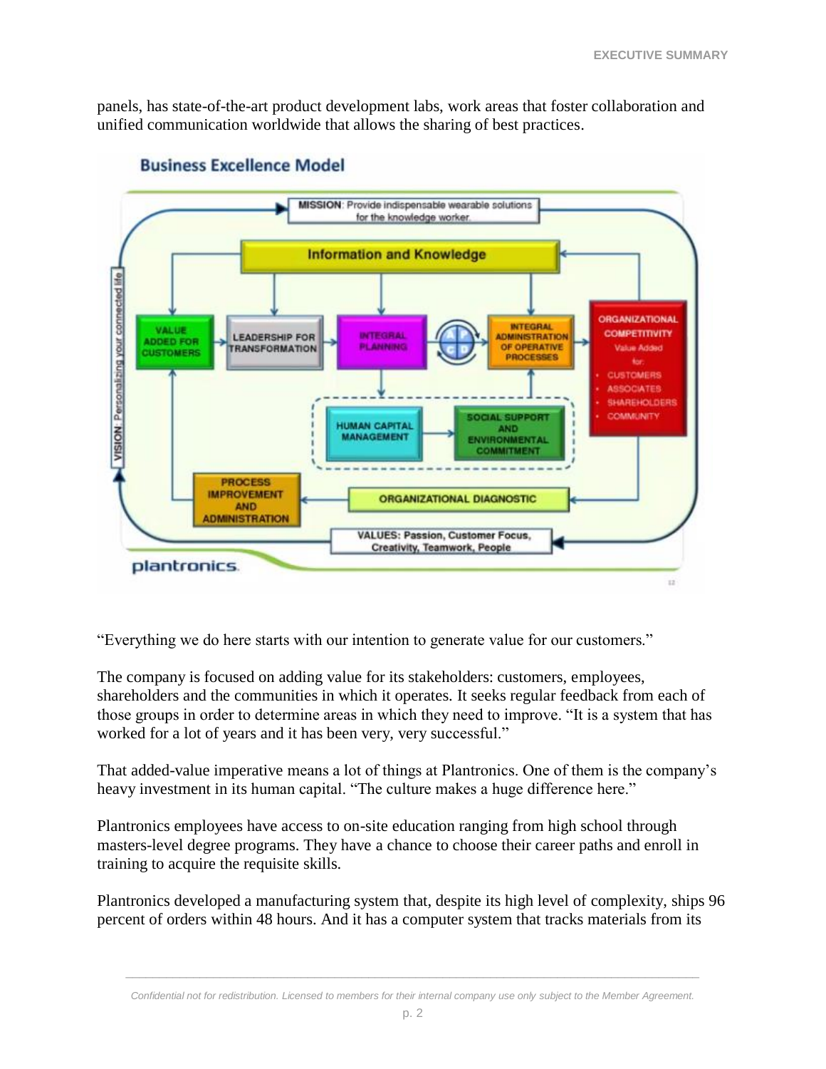panels, has state-of-the-art product development labs, work areas that foster collaboration and unified communication worldwide that allows the sharing of best practices.

**Business Excellence Model**

MISSION: Provide indispensable wearable solutions for the knowledge worker.

Information and Knowledge

VALUE ADDED FOR CUSTOMERS

LEADERSHIP FOR TRANSFORMATION

INTEGRAL PLANNING

INTEGRAL ADMINISTRATION OF OPERATIVE PROCESSES

ORGANIZATIONAL COMPETITIVITY
Value Added for:
- CUSTOMERS
- ASSOCIATES
- SHAREHOLDERS
- COMMUNITY

HUMAN CAPITAL MANAGEMENT

SOCIAL SUPPORT AND ENVIRONMENTAL COMMITMENT

PROCESS IMPROVEMENT AND ADMINISTRATION

ORGANIZATIONAL DIAGNOSTIC

VALUES: Passion, Customer Focus, Creativity, Teamwork, People

VISION: Personalizing your connected life

plantronics.

"Everything we do here starts with our intention to generate value for our customers."

The company is focused on adding value for its stakeholders: customers, employees, shareholders and the communities in which it operates. It seeks regular feedback from each of those groups in order to determine areas in which they need to improve. "It is a system that has worked for a lot of years and it has been very, very successful."

That added-value imperative means a lot of things at Plantronics. One of them is the company's heavy investment in its human capital. "The culture makes a huge difference here."

Plantronics employees have access to on-site education ranging from high school through masters-level degree programs. They have a chance to choose their career paths and enroll in training to acquire the requisite skills.

Plantronics developed a manufacturing system that, despite its high level of complexity, ships 96 percent of orders within 48 hours. And it has a computer system that tracks materials from its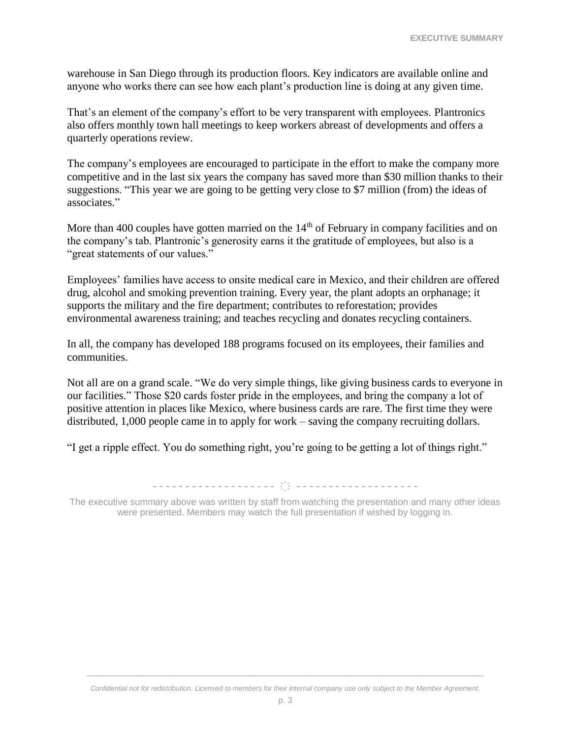warehouse in San Diego through its production floors. Key indicators are available online and anyone who works there can see how each plant's production line is doing at any given time.

That's an element of the company's effort to be very transparent with employees. Plantronics also offers monthly town hall meetings to keep workers abreast of developments and offers a quarterly operations review.

The company's employees are encouraged to participate in the effort to make the company more competitive and in the last six years the company has saved more than $30 million thanks to their suggestions. "This year we are going to be getting very close to $7 million (from) the ideas of associates."

More than 400 couples have gotten married on the 14th of February in company facilities and on the company's tab. Plantronic's generosity earns it the gratitude of employees, but also is a "great statements of our values."

Employees' families have access to onsite medical care in Mexico, and their children are offered drug, alcohol and smoking prevention training. Every year, the plant adopts an orphanage; it supports the military and the fire department; contributes to reforestation; provides environmental awareness training; and teaches recycling and donates recycling containers.

In all, the company has developed 188 programs focused on its employees, their families and communities.

Not all are on a grand scale. "We do very simple things, like giving business cards to everyone in our facilities." Those $20 cards foster pride in the employees, and bring the company a lot of positive attention in places like Mexico, where business cards are rare. The first time they were distributed, 1,000 people came in to apply for work – saving the company recruiting dollars.

"I get a ripple effect. You do something right, you're going to be getting a lot of things right."

---

The executive summary above was written by staff from watching the presentation and many other ideas were presented. Members may watch the full presentation if wished by logging in.

*Confidential not for redistribution. Licensed to members for their internal company use only subject to the Member Agreement.*